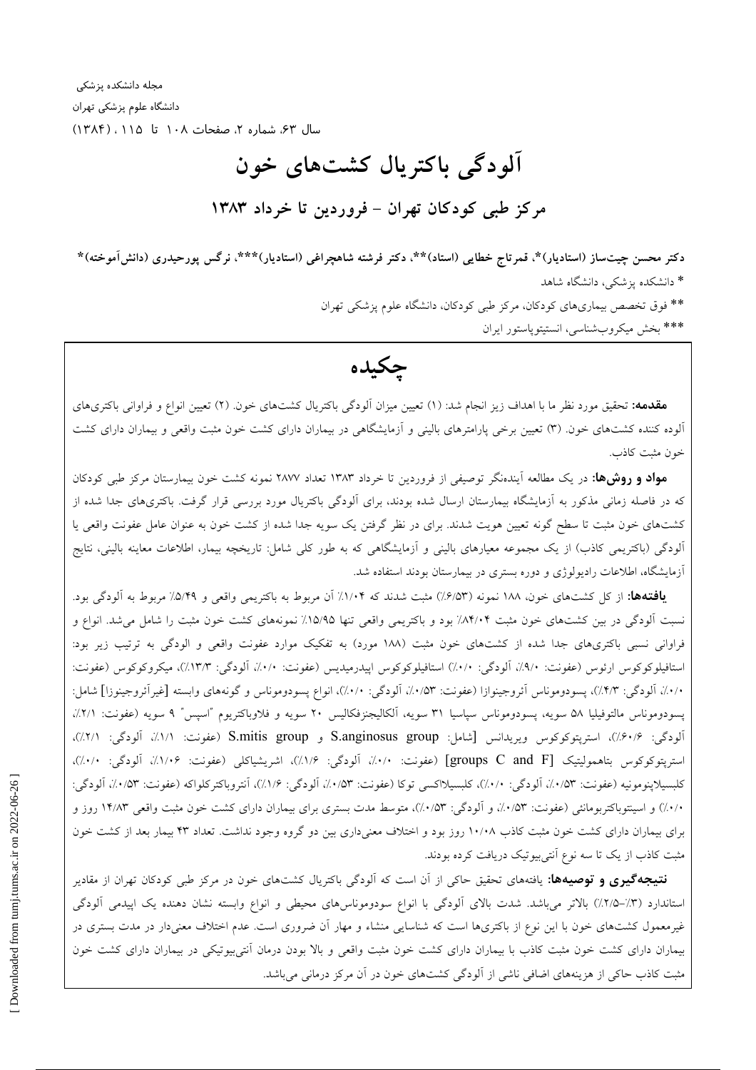# آلودگی باکتریال کشت‌های خون

## مرکز طبی کودکان تهران – فروردین تا خرداد ۱۳۸۳

**دکتر محسن چیت‌ساز (استادیار)\*، قمرتاج خطایی (استاد)\*\*، دکتر فرشته شاهچراغی (استادیار)\*\*\*، نرگس پورحیدری (دانش‌آموخته)\***

\* دانشکده پزشکی، دانشگاه شاهد

\*\* فوق تخصص بیماری‌های کودکان، مرکز طبی کودکان، دانشگاه علوم پزشکی تهران

\*\*\* بخش میکروب‌شناسی، انستیتوپاستور ایران

## چکیده

**مقدمه:** تحقیق مورد نظر ما با اهداف زیر انجام شد: (۱) تعیین میزان آلودگی باکتریال کشت‌های خون. (۲) تعیین انواع و فراوانی باکتری‌های آلوده کننده کشت‌های خون. (۳) تعیین برخی پارامترهای بالینی و آزمایشگاهی در بیماران دارای کشت خون مثبت واقعی و بیماران دارای کشت خون مثبت کاذب.

**مواد و روش‌ها:** در یک مطالعه آینده‌نگر توصیفی از فروردین تا خرداد ۱۳۸۳ تعداد ۲۸۷۷ نمونه کشت خون بیمارستان مرکز طبی کودکان که در فاصله زمانی مذکور به آزمایشگاه بیمارستان ارسال شده بودند، برای آلودگی باکتریال مورد بررسی قرار گرفت. باکتری‌های جدا شده از کشت‌های خون مثبت تا سطح گونه تعیین هویت شدند. برای در نظر گرفتن یک سویه جدا شده از کشت خون به عنوان عامل عفونت واقعی یا آلودگی (باکتریمی کاذب) از یک مجموعه معیارهای بالینی و آزمایشگاهی که به طور کلی شامل: تاریخچه بیمار، اطلاعات معاینه بالینی، نتایج آزمایشگاه، اطلاعات رادیولوژی و دوره بستری در بیمارستان بودند استفاده شد.

**یافته‌ها:** از کل کشت‌های خون، ۱۸۸ نمونه (۶/۵۳٪) مثبت شدند که ۱/۰۴٪ آن مربوط به باکتریمی واقعی و ۵/۴۹٪ مربوط به آلودگی بود. نسبت آلودگی در بین کشت‌های خون مثبت ۸۴/۰۴٪ بود و باکتریمی واقعی تنها ۱۵/۹۵٪ نمونه‌های کشت خون مثبت را شامل می‌شد. انواع و فراوانی نسبی باکتری‌های جدا شده از کشت‌های خون مثبت (۱۸۸ مورد) به تفکیک موارد عفونت واقعی و آلودگی به ترتیب زیر بود: استافیلوکوکوس ارئوس (عفونت: ۹/۰٪، آلودگی: ۰/۰٪) استافیلوکوکوس اپیدرمیدیس (عفونت: ۰/۰٪، آلودگی: ۱۳/۳٪)، میکروکوکوس (عفونت: ۰/۰٪، آلودگی: ۴/۳٪)، پسودوموناس آئروجینوزا (عفونت: ۰/۵۳٪، آلودگی: ۰/۰٪)، انواع پسودوموناس و گونه‌های وابسته [غیرآئروجینوزا] شامل: پسودوموناس مالتوفیلیا ۵۸ سویه، پسودوموناس سپاسیا ۳۱ سویه، آلکالیجنزفکالیس ۲۰ سویه و فلاوباکتریوم "اسپس" ۹ سویه (عفونت: ۲/۱٪، آلودگی: ۶۰/۶٪)، استرپتوکوکوس ویریدانس [شامل: S.anginosus group و S.mitis group (عفونت: ۱/۱٪، آلودگی: ۲/۱٪)، استرپتوکوکوس بتاهمولیتیک [groups C and F] (عفونت: ۰/۰٪، آلودگی: ۱/۶٪)، اشریشیاکلی (عفونت: ۱/۰۶٪، آلودگی: ۰/۰٪)، کلبسیلاپنومونیه (عفونت: ۰/۵۳٪، آلودگی: ۰/۰٪)، کلبسیلااکسی توکا (عفونت: ۰/۵۳٪، آلودگی: ۱/۶٪)، آنتروباکترکلواکه (عفونت: ۰/۵۳٪، آلودگی: ۰/۰٪) و اسینتوباکتربومانئی (عفونت: ۰/۵۳٪، و آلودگی: ۰/۵۳٪)، متوسط مدت بستری برای بیماران دارای کشت خون مثبت واقعی ۱۴/۸۳ روز و برای بیماران دارای کشت خون مثبت کاذب ۱۰/۰۸ روز بود و اختلاف معنی‌داری بین دو گروه وجود نداشت. تعداد ۴۳ بیمار بعد از کشت خون مثبت کاذب از یک تا سه نوع آنتی‌بیوتیک دریافت کرده بودند.

**نتیجه‌گیری و توصیه‌ها:** یافته‌های تحقیق حاکی از آن است که آلودگی باکتریال کشت‌های خون در مرکز طبی کودکان تهران از مقادیر استاندارد (۳٪–۲/۵٪) بالاتر می‌باشد. شدت بالای آلودگی با انواع سودوموناس‌های محیطی و انواع وابسته نشان دهنده یک اپیدمی آلودگی غیرمعمول کشت‌های خون با این نوع از باکتری‌ها است که شناسایی منشاء و مهار آن ضروری است. عدم اختلاف معنی‌دار در مدت بستری در بیماران دارای کشت خون مثبت کاذب با بیماران دارای کشت خون مثبت واقعی و بالا بودن درمان آنتی‌بیوتیکی در بیماران دارای کشت خون مثبت کاذب حاکی از هزینه‌های اضافی ناشی از آلودگی کشت‌های خون در آن مرکز درمانی می‌باشد.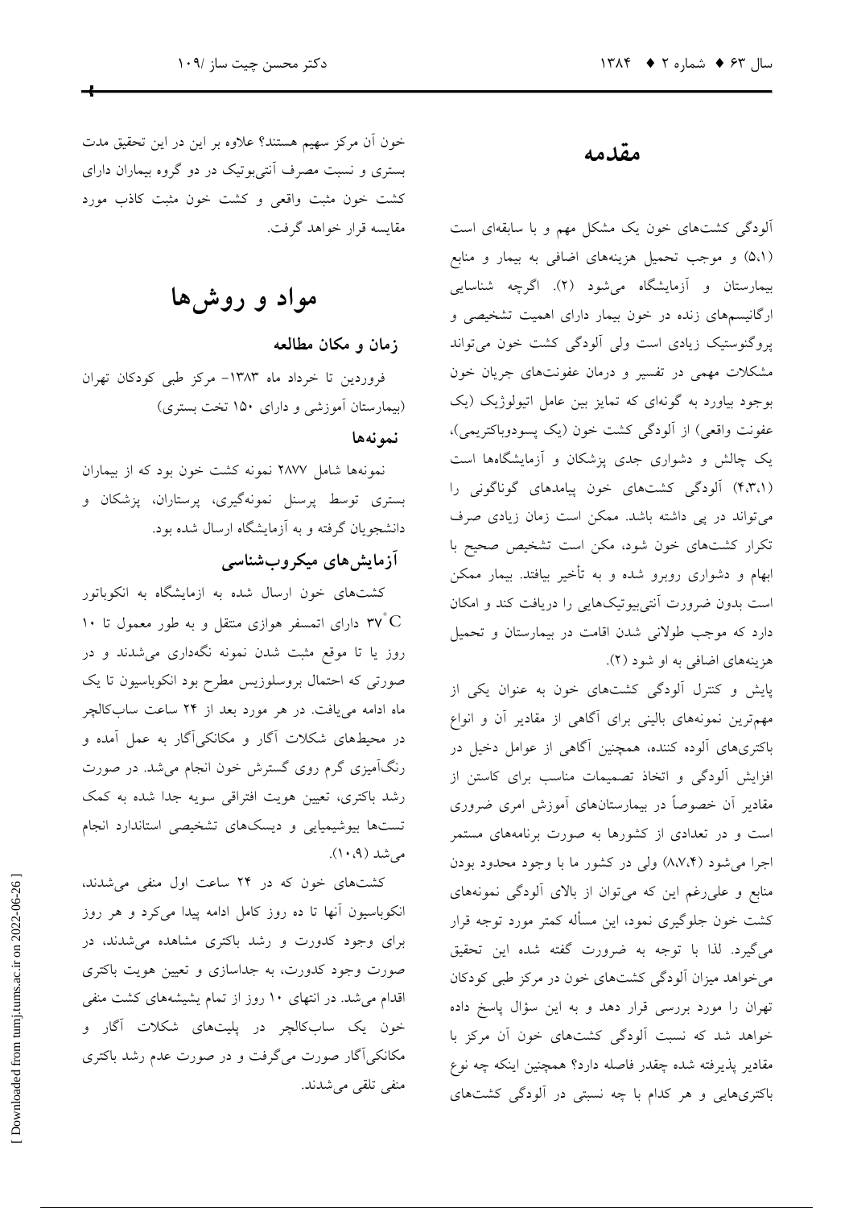## مقدمه

آلودگی کشت‌های خون یک مشکل مهم و با سابقه‌ای است (۵،۱) و موجب تحمیل هزینه‌های اضافی به بیمار و منابع بیمارستان و آزمایشگاه می‌شود (۲). اگرچه شناسایی ارگانیسم‌های زنده در خون بیمار دارای اهمیت تشخیصی و پروگنوستیک زیادی است ولی آلودگی کشت خون می‌تواند مشکلات مهمی در تفسیر و درمان عفونت‌های جریان خون بوجود بیاورد به گونه‌ای که تمایز بین عامل اتیولوژیک (یک عفونت واقعی) از آلودگی کشت خون (یک پسودوباکتریمی)، یک چالش و دشواری جدی پزشکان و آزمایشگاه‌ها است (۴،۳،۱) آلودگی کشت‌های خون پیامدهای گوناگونی را می‌تواند در پی داشته باشد. ممکن است زمان زیادی صرف تکرار کشت‌های خون شود، مکن است تشخیص صحیح با ابهام و دشواری روبرو شده و به تأخیر بیافتد. بیمار ممکن است بدون ضرورت آنتی‌بیوتیک‌هایی را دریافت کند و امکان دارد که موجب طولانی شدن اقامت در بیمارستان و تحمیل هزینه‌های اضافی به او شود (۲).

پایش و کنترل آلودگی کشت‌های خون به عنوان یکی از مهم‌ترین نمونه‌های بالینی برای آگاهی از مقادیر آن و انواع باکتری‌های آلوده کننده، همچنین آگاهی از عوامل دخیل در افزایش آلودگی و اتخاذ تصمیمات مناسب برای کاستن از مقادیر آن خصوصاً در بیمارستان‌های آموزش امری ضروری است و در تعدادی از کشورها به صورت برنامه‌های مستمر اجرا می‌شود (۸،۷،۴) ولی در کشور ما با وجود محدود بودن منابع و علی‌رغم این که می‌توان از بالای آلودگی نمونه‌های کشت خون جلوگیری نمود، این مسأله کمتر مورد توجه قرار می‌گیرد. لذا با توجه به ضرورت گفته شده این تحقیق می‌خواهد میزان آلودگی کشت‌های خون در مرکز طبی کودکان تهران را مورد بررسی قرار دهد و به این سؤال پاسخ داده خواهد شد که نسبت آلودگی کشت‌های خون آن مرکز با مقادیر پذیرفته شده چقدر فاصله دارد؟ همچنین اینکه چه نوع باکتری‌هایی و هر کدام با چه نسبتی در آلودگی کشت‌های خون آن مرکز سهیم هستند؟ علاوه بر این در این تحقیق مدت بستری و نسبت مصرف آنتی‌بیوتیک در دو گروه بیماران دارای کشت خون مثبت واقعی و کشت خون مثبت کاذب مورد مقایسه قرار خواهد گرفت.

## مواد و روش‌ها

### زمان و مکان مطالعه

فروردین تا خرداد ماه ۱۳۸۳- مرکز طبی کودکان تهران (بیمارستان آموزشی و دارای ۱۵۰ تخت بستری)

### نمونه‌ها

نمونه‌ها شامل ۲۸۷۷ نمونه کشت خون بود که از بیماران بستری توسط پرسنل نمونه‌گیری، پرستاران، پزشکان و دانشجویان گرفته و به آزمایشگاه ارسال شده بود.

### آزمایش‌های میکروب‌شناسی

کشت‌های خون ارسال شده به ازمایشگاه به انکوباتور $37^{\circ}C$ دارای اتمسفر هوازی منتقل و به طور معمول تا ۱۰ روز یا تا موقع مثبت شدن نمونه نگه‌داری می‌شدند و در صورتی که احتمال بروسلوزیس مطرح بود انکوباسیون تا یک ماه ادامه می‌یافت. در هر مورد بعد از ۲۴ ساعت ساب‌کالچر در محیط‌های شکلات آگار و مکانکی‌آگار به عمل آمده و رنگ‌آمیزی گرم روی گسترش خون انجام می‌شد. در صورت رشد باکتری، تعیین هویت افتراقی سویه جدا شده به کمک تست‌ها بیوشیمیایی و دیسک‌های تشخیصی استاندارد انجام می‌شد (۱۰،۹).

کشت‌های خون که در ۲۴ ساعت اول منفی می‌شدند، انکوباسیون آنها تا ده روز کامل ادامه پیدا می‌کرد و هر روز برای وجود کدورت و رشد باکتری مشاهده می‌شدند، در صورت وجود کدورت، به جداسازی و تعیین هویت باکتری اقدام می‌شد. در انتهای ۱۰ روز از تمام بشیشه‌های کشت منفی خون یک ساب‌کالچر در پلیت‌های شکلات آگار و مکانکی‌آگار صورت می‌گرفت و در صورت عدم رشد باکتری منفی تلقی می‌شدند.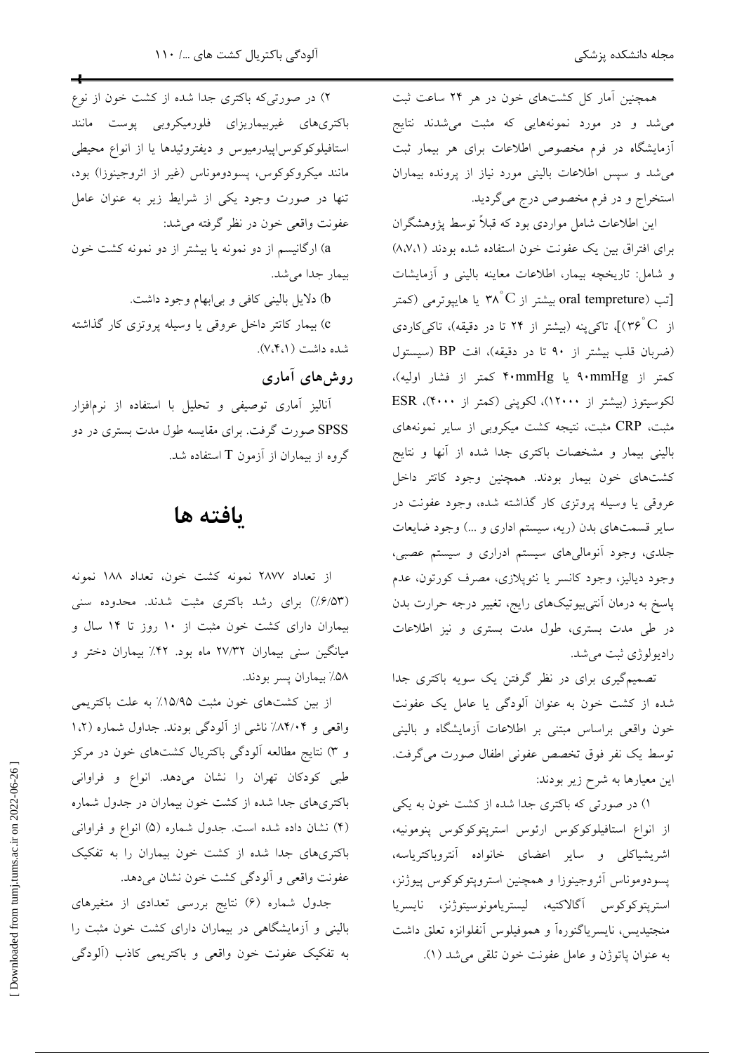همچنین آمار کل کشت‌های خون در هر ۲۴ ساعت ثبت می‌شد و در مورد نمونه‌هایی که مثبت می‌شدند نتایج آزمایشگاه در فرم مخصوص اطلاعات برای هر بیمار ثبت می‌شد و سپس اطلاعات بالینی مورد نیاز از پرونده بیماران استخراج و در فرم مخصوص درج می‌گردید.

این اطلاعات شامل مواردی بود که قبلاً توسط پژوهشگران برای افتراق بین یک عفونت خون استفاده شده بودند (۸،۷،۱) و شامل: تاریخچه بیمار، اطلاعات معاینه بالینی و آزمایشات [تب (oral tempreture) بیشتر از $38^{\circ}C$ یا هایپوترمی (کمتر از $36^{\circ}C$)]، تاکی‌پنه (بیشتر از ۲۴ تا در دقیقه)، تاکی‌کاردی (ضربان قلب بیشتر از ۹۰ تا در دقیقه)، افت BP (سیستول کمتر از 90mmHg یا 40mmHg کمتر از فشار اولیه)، لکوسیتوز (بیشتر از ۱۲۰۰۰)، لکوپنی (کمتر از ۴۰۰۰)، ESR مثبت، CRP مثبت، نتیجه کشت میکروبی از سایر نمونه‌های بالینی بیمار و مشخصات باکتری جدا شده از آنها و نتایج کشت‌های خون بیمار بودند. همچنین وجود کاتتر داخل عروقی یا وسیله پروتزی کار گذاشته شده، وجود عفونت در سایر قسمت‌های بدن (ریه، سیستم اداری و ...) وجود ضایعات جلدی، وجود آنومالی‌های سیستم ادراری و سیستم عصبی، وجود دیالیز، وجود کانسر یا نئوپلازی، مصرف کورتون، عدم پاسخ به درمان آنتی‌بیوتیک‌های رایج، تغییر درجه حرارت بدن در طی مدت بستری، طول مدت بستری و نیز اطلاعات رادیولوژی ثبت می‌شد.

تصمیم‌گیری برای در نظر گرفتن یک سویه باکتری جدا شده از کشت خون به عنوان آلودگی یا عامل یک عفونت خون واقعی براساس اطلاعات آزمایشگاه و بالینی توسط یک نفر فوق تخصص عفونی اطفال صورت می‌گرفت. این معیارها به شرح زیر بودند:

۱) در صورتی که باکتری جدا شده از کشت خون به یکی از انواع استافیلوکوکوس ارئوس استرپتوکوکوس پنومونیه، اشریشیاکلی و سایر اعضای خانواده آنتروباکتریاسه، پسودوموناس آئروجینوزا و همچنین استروپتوکوکوس پیوژنز، استرپتوکوکوس آگالاکتیه، لیستریامونوسیتوژنز، نایسریا منجیتیدیس، نایسریاگنوره‌آ و هموفیلوس آنفلوانزه تعلق داشت به عنوان پاتوژن و عامل عفونت خون تلقی می‌شد (۱).

۲) در صورتی‌که باکتری جدا شده از کشت خون از نوع باکتری‌های غیربیماریزای فلورمیکروبی پوست مانند استافیلوکوکوس‌اپیدرمیوس و دیفتروئیدها یا از انواع محیطی مانند میکروکوکوس، پسودوموناس (غیر از ائروجینوزا) بود، تنها در صورت وجود یکی از شرایط زیر به عنوان عامل عفونت واقعی خون در نظر گرفته می‌شد:

a) ارگانیسم از دو نمونه یا بیشتر از دو نمونه کشت خون بیمار جدا می‌شد.

b) دلایل بالینی کافی و بی‌ابهام وجود داشت.

c) بیمار کاتتر داخل عروقی یا وسیله پروتزی کار گذاشته شده داشت (۷،۴،۱).

## روش‌های آماری

آنالیز آماری توصیفی و تحلیل با استفاده از نرم‌افزار SPSS صورت گرفت. برای مقایسه طول مدت بستری در دو گروه از بیماران از آزمون T استفاده شد.

# یافته ها

از تعداد ۲۸۷۷ نمونه کشت خون، تعداد ۱۸۸ نمونه (۶/۵۳٪) برای رشد باکتری مثبت شدند. محدوده سنی بیماران دارای کشت خون مثبت از ۱۰ روز تا ۱۴ سال و میانگین سنی بیماران ۲۷/۳۲ ماه بود. ۴۲٪ بیماران دختر و ۵۸٪ بیماران پسر بودند.

از بین کشت‌های خون مثبت ۱۵/۹۵٪ به علت باکتریمی واقعی و ۸۴/۰۴٪ ناشی از آلودگی بودند. جداول شماره (۱،۲ و ۳) نتایج مطالعه آلودگی باکتریال کشت‌های خون در مرکز طبی کودکان تهران را نشان می‌دهد. انواع و فراوانی باکتری‌های جدا شده از کشت خون بیماران در جدول شماره (۴) نشان داده شده است. جدول شماره (۵) انواع و فراوانی باکتری‌های جدا شده از کشت خون بیماران را به تفکیک عفونت واقعی و آلودگی کشت خون نشان می‌دهد.

جدول شماره (۶) نتایج بررسی تعدادی از متغیرهای بالینی و آزمایشگاهی در بیماران دارای کشت خون مثبت را به تفکیک عفونت خون واقعی و باکتریمی کاذب (آلودگی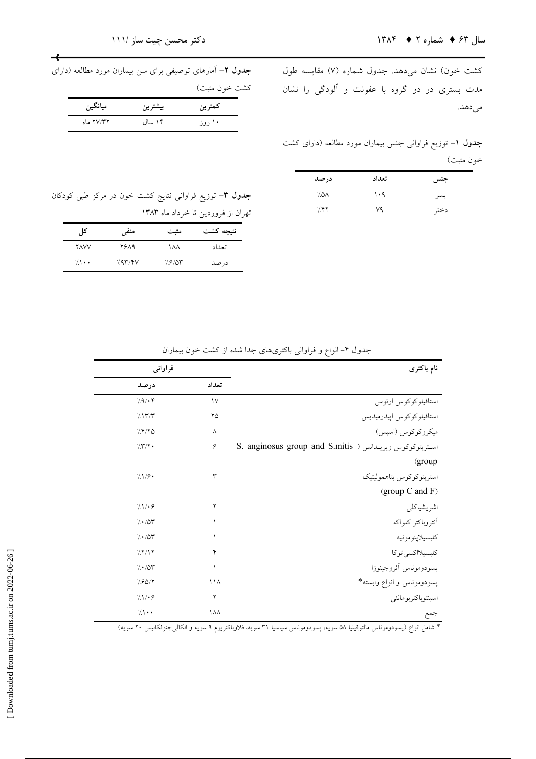کشت خون) نشان می‌دهد. جدول شماره (۷) مقایسه طول مدت بستری در دو گروه با عفونت و آلودگی را نشان می‌دهد.

**جدول ۱**- توزیع فراوانی جنس بیماران مورد مطالعه (دارای کشت خون مثبت)

| جنس | تعداد | درصد |
|---|---|---|
| پسر | ۱۰۹ | ٪۵۸ |
| دختر | ۷۹ | ٪۴۲ |

**جدول ۲**- آمارهای توصیفی برای سن بیماران مورد مطالعه (دارای کشت خون مثبت)

| کمترین | بیشترین | میانگین |
|---|---|---|
| ۱۰ روز | ۱۴ سال | ۲۷/۳۲ ماه |

**جدول ۳**- توزیع فراوانی نتایج کشت خون در مرکز طبی کودکان تهران از فروردین تا خرداد ماه ۱۳۸۳

| نتیجه کشت | مثبت | منفی | کل |
|---|---|---|---|
| تعداد | ۱۸۸ | ۲۶۸۹ | ۲۸۷۷ |
| درصد | ٪۶/۵۳ | ٪۹۳/۴۷ | ٪۱۰۰ |

جدول ۴- انواع و فراوانی باکتری‌های جدا شده از کشت خون بیماران

| نام باکتری | فراوانی | |
|---|---|---|
| | تعداد | درصد |
| استافیلوکوکوس ارئوس | ۱۷ | ٪۹/۰۴ |
| استافیلوکوکوس اپیدرمیدیس | ۲۵ | ٪۱۳/۳ |
| میکروکوکوس (اسپس) | ۸ | ٪۴/۲۵ |
| استرپتوکوکوس ویریدانس (S. anginosus group and S.mitis group) | ۶ | ٪۳/۲۰ |
| استرپتوکوکوس بتاهمولیتیک (group C and F) | ۳ | ٪۱/۶۰ |
| اشریشیاکلی | ۲ | ٪۱/۰۶ |
| آنتروباکتر کلواکه | ۱ | ٪۰/۵۳ |
| کلبسیلاپنومونیه | ۱ | ٪۰/۵۳ |
| کلبسیلااکسی‌توکا | ۴ | ٪۲/۱۲ |
| پسودوموناس آئروجینوزا | ۱ | ٪۰/۵۳ |
| پسودوموناس و انواع وابسته* | ۱۱۸ | ٪۶۵/۲ |
| اسینتوباکتربومانئی | ۲ | ٪۱/۰۶ |
| جمع | ۱۸۸ | ٪۱۰۰ |

* شامل انواع (پسودوموناس مالتوفیلیا ۵۸ سویه، پسودوموناس سپاسیا ۳۱ سویه، فلاوباکتریوم ۹ سویه و الکالی‌جنزفکالیس ۲۰ سویه)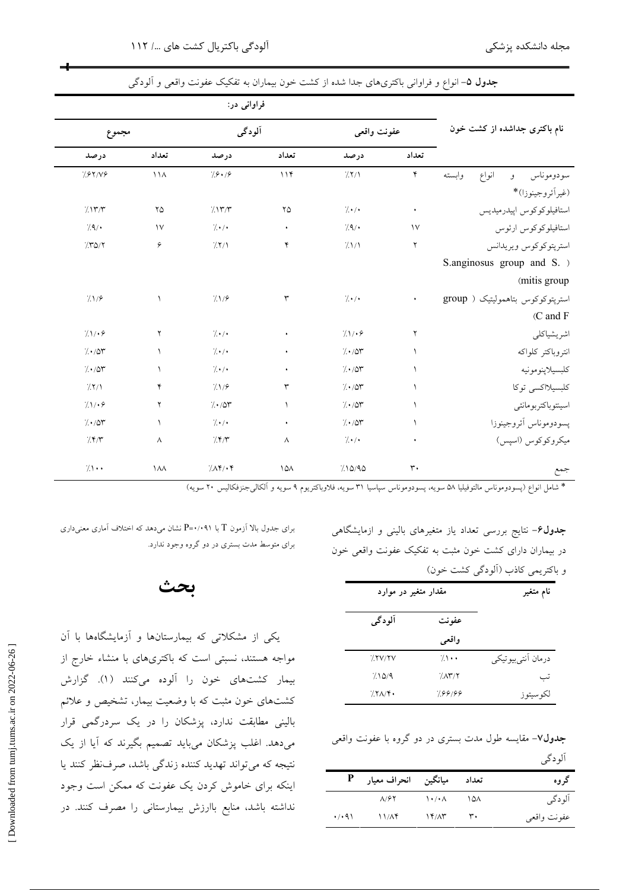**جدول ۵**- انواع و فراوانی باکتری‌های جدا شده از کشت خون بیماران به تفکیک عفونت واقعی و آلودگی

| نام باکتری جداشده از کشت خون | فراوانی در: عفونت واقعی | | آلودگی | | مجموع | |
|---|---|---|---|---|---|---|
| | تعداد | درصد | تعداد | درصد | تعداد | درصد |
| سودوموناس و انواع وابسته (غیرآئروجینوزا)* | ۴ | ٪۲/۱ | ۱۱۴ | ٪۶۰/۶ | ۱۱۸ | ٪۶۲/۷۶ |
| استافیلوکوکوس اپیدرمیدیس | ۰ | ٪۰/۰ | ۲۵ | ٪۱۳/۳ | ۲۵ | ٪۱۳/۳ |
| استافیلوکوکوس ارئوس | ۱۷ | ٪۹/۰ | ۰ | ٪۰/۰ | ۱۷ | ٪۹/۰ |
| استرپتوکوکوس ویریدانس (S.anginosus group and S. mitis group) | ۲ | ٪۱/۱ | ۴ | ٪۲/۱ | ۶ | ٪۳۵/۲ |
| استرپتوکوکوس بتاهمولیتیک (group C and F) | ۰ | ٪۰/۰ | ۳ | ٪۱/۶ | ۱ | ٪۱/۶ |
| اشریشیاکلی | ۲ | ٪۱/۰۶ | ۰ | ٪۰/۰ | ۲ | ٪۱/۰۶ |
| انتروباکتر کلواکه | ۱ | ٪۰/۵۳ | ۰ | ٪۰/۰ | ۱ | ٪۰/۵۳ |
| کلبسیلاپنومونیه | ۱ | ٪۰/۵۳ | ۰ | ٪۰/۰ | ۱ | ٪۰/۵۳ |
| کلبسیلااکسی توکا | ۱ | ٪۰/۵۳ | ۳ | ٪۱/۶ | ۴ | ٪۲/۱ |
| اسینتوباکتربومانئی | ۱ | ٪۰/۵۳ | ۱ | ٪۰/۵۳ | ۲ | ٪۱/۰۶ |
| پسودوموناس آئروجینوزا | ۱ | ٪۰/۵۳ | ۰ | ٪۰/۰ | ۱ | ٪۰/۵۳ |
| میکروکوکوس (اسپس) | ۰ | ٪۰/۰ | ۸ | ٪۴/۳ | ۸ | ٪۴/۳ |
| جمع | ۳۰ | ٪۱۵/۹۵ | ۱۵۸ | ٪۸۴/۰۴ | ۱۸۸ | ٪۱۰۰ |

* شامل انواع (پسودوموناس مالتوفیلیا ۵۸ سویه، پسودوموناس سپاسیا ۳۱ سویه، فلاوباکتریوم ۹ سویه و آلکالی‌جنزفکالیس ۲۰ سویه)

**جدول۶**- نتایج بررسی تعداد یاز متغیرهای بالینی و ازمایشگاهی در بیماران دارای کشت خون مثبت به تفکیک عفونت واقعی خون و باکتریمی کاذب (آلودگی کشت خون)

| نام متغیر | مقدار متغیر در موارد: عفونت واقعی | آلودگی |
|---|---|---|
| درمان آنتی‌بیوتیکی | ٪۱۰۰ | ٪۲۷/۲۷ |
| تب | ٪۸۳/۲ | ٪۱۵/۹ |
| لکوسیتوز | ٪۶۶/۶۶ | ٪۲۸/۴۰ |

**جدول۷**- مقایسه طول مدت بستری در دو گروه با عفونت واقعی آلودگی

| گروه | تعداد | میانگین | انحراف معیار | P |
|---|---|---|---|---|
| آلودگی | ۱۵۸ | ۱۰/۰۸ | ۸/۶۲ | |
| عفونت واقعی | ۳۰ | ۱۴/۸۳ | ۱۱/۸۴ | ۰/۰۹۱ |

برای جدول بالا آزمون T با P=۰/۰۹۱ نشان می‌دهد که اختلاف آماری معنی‌داری برای متوسط مدت بستری در دو گروه وجود ندارد.

# بحث

یکی از مشکلاتی که بیمارستان‌ها و آزمایشگاه‌ها با آن مواجه هستند، نسبتی است که باکتری‌های با منشاء خارج از بیمار کشت‌های خون را آلوده می‌کنند (۱). گزارش کشت‌های خون مثبت که با وضعیت بیمار، تشخیص و علائم بالینی مطابقت ندارد، پزشکان را در یک سردرگمی قرار می‌دهد. اغلب پزشکان می‌باید تصمیم بگیرند که آیا از یک نتیجه که می‌تواند تهدید کننده زندگی باشد، صرف‌نظر کنند یا اینکه برای خاموش کردن یک عفونت که ممکن است وجود نداشته باشد، منابع باارزش بیمارستانی را مصرف کنند. در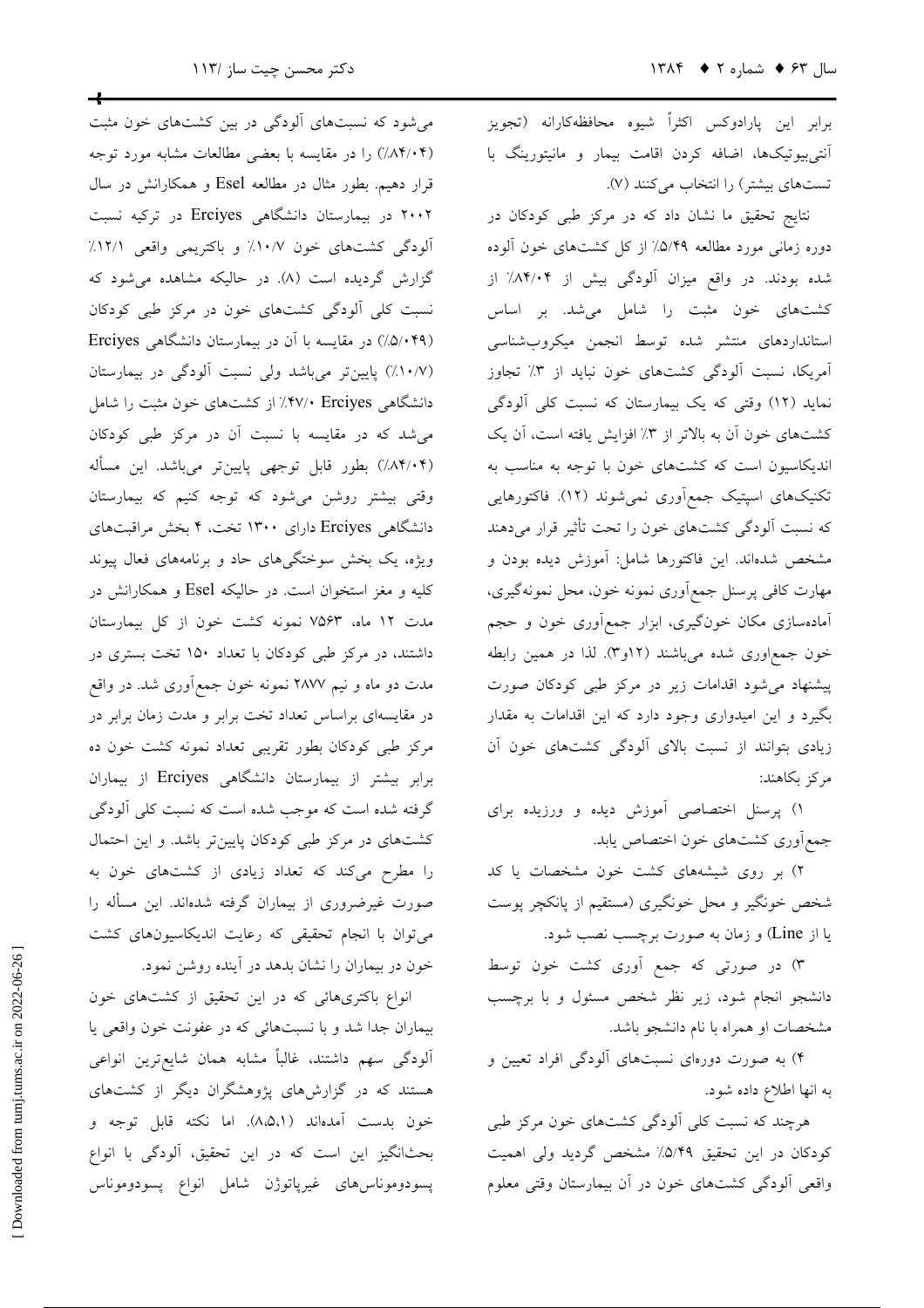برابر این پارادوکس اکثراً شیوه محافظه‌کارانه (تجویز آنتی‌بیوتیک‌ها، اضافه کردن اقامت بیمار و مانیتورینگ با تست‌های بیشتر) را انتخاب می‌کنند (۷).

نتایج تحقیق ما نشان داد که در مرکز طبی کودکان در دوره زمانی مورد مطالعه ۵/۴۹٪ از کل کشت‌های خون آلوده شده بودند. در واقع میزان آلودگی بیش از ۸۴/۰۴٪ از کشت‌های خون مثبت را شامل می‌شد. بر اساس استانداردهای منتشر شده توسط انجمن میکروب‌شناسی آمریکا، نسبت آلودگی کشت‌های خون نباید از ۳٪ تجاوز نماید (۱۲) وقتی که یک بیمارستان که نسبت کلی آلودگی کشت‌های خون آن به بالاتر از ۳٪ افزایش یافته است، آن یک اندیکاسیون است که کشت‌های خون با توجه به مناسب به تکنیک‌های اسپتیک جمع‌آوری نمی‌شوند (۱۲). فاکتورهایی که نسبت آلودگی کشت‌های خون را تحت تأثیر قرار می‌دهند مشخص شده‌اند. این فاکتورها شامل: آموزش دیده بودن و مهارت کافی پرسنل جمع‌آوری نمونه خون، محل نمونه‌گیری، آماده‌سازی مکان خون‌گیری، ابزار جمع‌آوری خون و حجم خون جمع‌اوری شده می‌باشند (۱۲و۳). لذا در همین رابطه پیشنهاد می‌شود اقدامات زیر در مرکز طبی کودکان صورت بگیرد و این امیدواری وجود دارد که این اقدامات به مقدار زیادی بتوانند از نسبت بالای آلودگی کشت‌های خون آن مرکز بکاهند:

۱) پرسنل اختصاصی آموزش دیده و ورزیده برای جمع‌آوری کشت‌های خون اختصاص یابد.

۲) بر روی شیشه‌های کشت خون مشخصات یا کد شخص خونگیر و محل خونگیری (مستقیم از پانکچر پوست یا از Line) و زمان به صورت برچسب نصب شود.

۳) در صورتی که جمع آوری کشت خون توسط دانشجو انجام شود، زیر نظر شخص مسئول و با برچسب مشخصات او همراه با نام دانشجو باشد.

۴) به صورت دوره‌ای نسبت‌های آلودگی افراد تعیین و به انها اطلاع داده شود.

هرچند که نسبت کلی آلودگی کشت‌های خون مرکز طبی کودکان در این تحقیق ۵/۴۹٪ مشخص گردید ولی اهمیت واقعی آلودگی کشت‌های خون در آن بیمارستان وقتی معلوم می‌شود که نسبت‌های آلودگی در بین کشت‌های خون مثبت (۸۴/۰۴٪) را در مقایسه با بعضی مطالعات مشابه مورد توجه قرار دهیم. بطور مثال در مطالعه Esel و همکارانش در سال ۲۰۰۲ در بیمارستان دانشگاهی Erciyes در ترکیه نسبت آلودگی کشت‌های خون ۱۰/۷٪ و باکتریمی واقعی ۱۲/۱٪ گزارش گردیده است (۸). در حالیکه مشاهده می‌شود که نسبت کلی آلودگی کشت‌های خون در مرکز طبی کودکان (۵/۰۴۹٪) در مقایسه با آن در بیمارستان دانشگاهی Erciyes (۱۰/۷٪) پایین‌تر می‌باشد ولی نسبت آلودگی در بیمارستان دانشگاهی Erciyes ۴۷/۰٪ از کشت‌های خون مثبت را شامل می‌شد که در مقایسه با نسبت آن در مرکز طبی کودکان (۸۴/۰۴٪) بطور قابل توجهی پایین‌تر می‌باشد. این مسأله وقتی بیشتر روشن می‌شود که توجه کنیم که بیمارستان دانشگاهی Erciyes دارای ۱۳۰۰ تخت، ۴ بخش مراقبت‌های ویژه، یک بخش سوختگی‌های حاد و برنامه‌های فعال پیوند کلیه و مغز استخوان است. در حالیکه Esel و همکارانش در مدت ۱۲ ماه، ۷۵۶۳ نمونه کشت خون از کل بیمارستان داشتند، در مرکز طبی کودکان با تعداد ۱۵۰ تخت بستری در مدت دو ماه و نیم ۲۸۷۷ نمونه خون جمع‌آوری شد. در واقع در مقایسه‌ای براساس تعداد تخت برابر و مدت زمان برابر در مرکز طبی کودکان بطور تقریبی تعداد نمونه کشت خون ده برابر بیشتر از بیمارستان دانشگاهی Erciyes از بیماران گرفته شده است که موجب شده است که نسبت کلی آلودگی کشت‌های در مرکز طبی کودکان پایین‌تر باشد. و این احتمال را مطرح می‌کند که تعداد زیادی از کشت‌های خون به صورت غیرضروری از بیماران گرفته شده‌اند. این مسأله را می‌توان با انجام تحقیقی که رعایت اندیکاسیون‌های کشت خون در بیماران را نشان بدهد در آینده روشن نمود.

انواع باکتری‌هائی که در این تحقیق از کشت‌های خون بیماران جدا شد و با نسبت‌هائی که در عفونت خون واقعی یا آلودگی سهم داشتند، غالباً مشابه همان شایع‌ترین انواعی هستند که در گزارش‌های پژوهشگران دیگر از کشت‌های خون بدست آمده‌اند (۸،۵،۱). اما نکته قابل توجه و بحث‌انگیز این است که در این تحقیق، آلودگی با انواع پسودوموناس‌های غیرپاتوژن شامل انواع پسودوموناس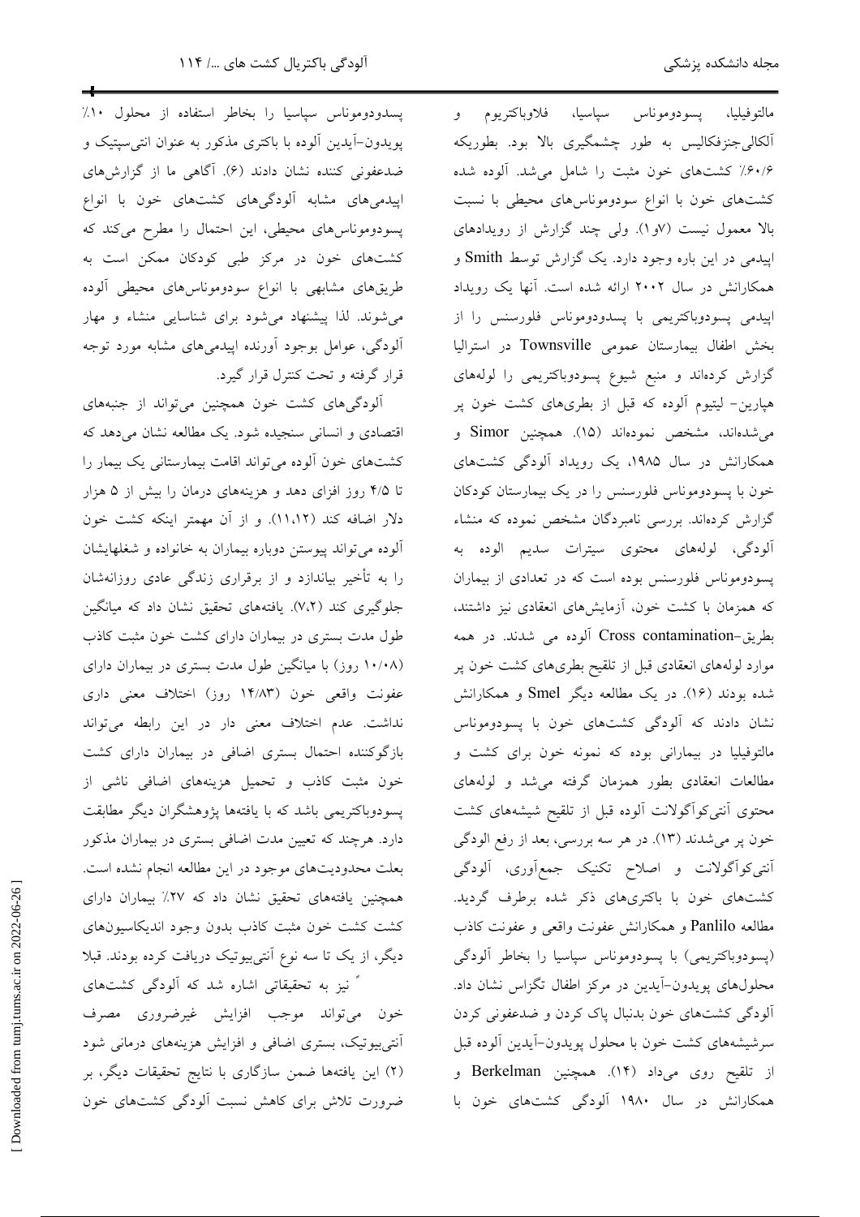مالتوفیلیا، پسودوموناس سپاسیا، فلاوباکتریوم و آلکالی‌جنزفکالیس به طور چشمگیری بالا بود. بطوریکه ۶۰/۶٪ کشت‌های خون مثبت را شامل می‌شد. آلوده شده کشت‌های خون با انواع سودوموناس‌های محیطی با نسبت بالا معمول نیست (۷و۱). ولی چند گزارش از رویدادهای اپیدمی در این باره وجود دارد. یک گزارش توسط Smith و همکارانش در سال ۲۰۰۲ ارائه شده است. آنها یک رویداد اپیدمی پسودوباکتریمی با پسودوموناس فلورسنس را از بخش اطفال بیمارستان عمومی Townsville در استرالیا گزارش کرده‌اند و منبع شیوع پسودوباکتریمی را لوله‌های هپارین- لیتیوم آلوده که قبل از بطری‌های کشت خون پر می‌شده‌اند، مشخص نموده‌اند (۱۵). همچنین Simor و همکارانش در سال ۱۹۸۵، یک رویداد آلودگی کشت‌های خون با پسودوموناس فلورسنس را در یک بیمارستان کودکان گزارش کرده‌اند. بررسی نامبردگان مشخص نموده که منشاء آلودگی، لوله‌های محتوی سیترات سدیم الوده به پسودوموناس فلورسنس بوده است که در تعدادی از بیماران که همزمان با کشت خون، آزمایش‌های انعقادی نیز داشتند، بطریق-Cross contamination آلوده می شدند. در همه موارد لوله‌های انعقادی قبل از تلقیح بطری‌های کشت خون پر شده بودند (۱۶). در یک مطالعه دیگر Smel و همکارانش نشان دادند که آلودگی کشت‌های خون با پسودوموناس مالتوفیلیا در بیمارانی بوده که نمونه خون برای کشت و مطالعات انعقادی بطور همزمان گرفته می‌شد و لوله‌های محتوی آنتی‌کوآگولانت آلوده قبل از تلقیح شیشه‌های کشت خون پر می‌شدند (۱۳). در هر سه بررسی، بعد از رفع الودگی آنتی‌کوآگولانت و اصلاح تکنیک جمع‌آوری، آلودگی کشت‌های خون با باکتری‌های ذکر شده برطرف گردید. مطالعه Panlilo و همکارانش عفونت واقعی و عفونت کاذب (پسودوباکتریمی) با پسودوموناس سپاسیا را بخاطر آلودگی محلول‌های پویدون-آیدین در مرکز اطفال تگزاس نشان داد. آلودگی کشت‌های خون بدنبال پاک کردن و ضدعفونی کردن سرشیشه‌های کشت خون با محلول پویدون-آیدین آلوده قبل از تلقیح روی می‌داد (۱۴). همچنین Berkelman و همکارانش در سال ۱۹۸۰ آلودگی کشت‌های خون با پسدودوموناس سپاسیا را بخاطر استفاده از محلول ۱۰٪ پویدون-آیدین آلوده با باکتری مذکور به عنوان انتی‌سپتیک و ضدعفونی کننده نشان دادند (۶). آگاهی ما از گزارش‌های اپیدمی‌های مشابه آلودگی‌های کشت‌های خون با انواع پسودوموناس‌های محیطی، این احتمال را مطرح می‌کند که کشت‌های خون در مرکز طبی کودکان ممکن است به طریق‌های مشابهی با انواع سودوموناس‌های محیطی آلوده می‌شوند. لذا پیشنهاد می‌شود برای شناسایی منشاء و مهار آلودگی، عوامل بوجود آورنده اپیدمی‌های مشابه مورد توجه قرار گرفته و تحت کنترل قرار گیرد.

آلودگی‌های کشت خون همچنین می‌تواند از جنبه‌های اقتصادی و انسانی سنجیده شود. یک مطالعه نشان می‌دهد که کشت‌های خون آلوده می‌تواند اقامت بیمارستانی یک بیمار را تا ۴/۵ روز افزای دهد و هزینه‌های درمان را بیش از ۵ هزار دلار اضافه کند (۱۱،۱۲). و از آن مهمتر اینکه کشت خون آلوده می‌تواند پیوستن دوباره بیماران به خانواده و شغلهایشان را به تأخیر بیاندازد و از برقراری زندگی عادی روزانه‌شان جلوگیری کند (۷،۲). یافته‌های تحقیق نشان داد که میانگین طول مدت بستری در بیماران دارای کشت خون مثبت کاذب (۱۰/۰۸ روز) با میانگین طول مدت بستری در بیماران دارای عفونت واقعی خون (۱۴/۸۳ روز) اختلاف معنی داری نداشت. عدم اختلاف معنی دار در این رابطه می‌تواند بازگوکننده احتمال بستری اضافی در بیماران دارای کشت خون مثبت کاذب و تحمیل هزینه‌های اضافی ناشی از پسودوباکتریمی باشد که با یافته‌ها پژوهشگران دیگر مطابقت دارد. هرچند که تعیین مدت اضافی بستری در بیماران مذکور بعلت محدودیت‌های موجود در این مطالعه انجام نشده است. همچنین یافته‌های تحقیق نشان داد که ۲۷٪ بیماران دارای کشت کشت خون مثبت کاذب بدون وجود اندیکاسیون‌های دیگر، از یک تا سه نوع آنتی‌بیوتیک دریافت کرده بودند. قبلا ً نیز به تحقیقاتی اشاره شد که آلودگی کشت‌های خون می‌تواند موجب افزایش غیرضروری مصرف آنتی‌بیوتیک، بستری اضافی و افزایش هزینه‌های درمانی شود (۲) این یافته‌ها ضمن سازگاری با نتایج تحقیقات دیگر، بر ضرورت تلاش برای کاهش نسبت آلودگی کشت‌های خون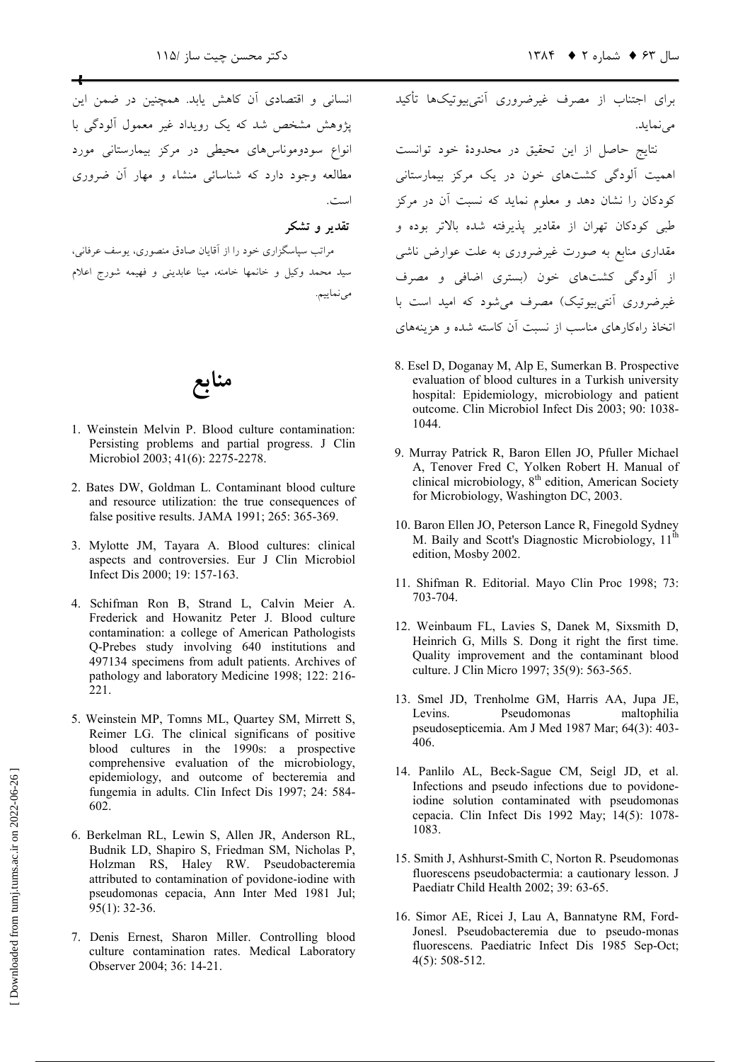برای اجتناب از مصرف غیرضروری آنتی‌بیوتیک‌ها تأکید می‌نماید.

نتایج حاصل از این تحقیق در محدودهٔ خود توانست اهمیت آلودگی کشت‌های خون در یک مرکز بیمارستانی کودکان را نشان دهد و معلوم نماید که نسبت آن در مرکز طبی کودکان تهران از مقادیر پذیرفته شده بالاتر بوده و مقداری منابع به صورت غیرضروری به علت عوارض ناشی از آلودگی کشت‌های خون (بستری اضافی و مصرف غیرضروری آنتی‌بیوتیک) مصرف می‌شود که امید است با اتخاذ راه‌کارهای مناسب از نسبت آن کاسته شده و هزینه‌های انسانی و اقتصادی آن کاهش یابد. همچنین در ضمن این پژوهش مشخص شد که یک رویداد غیر معمول آلودگی با انواع سودوموناس‌های محیطی در مرکز بیمارستانی مورد مطالعه وجود دارد که شناسائی منشاء و مهار آن ضروری است.

### تقدیر و تشکر

مراتب سپاسگزاری خود را از آقایان صادق منصوری، یوسف عرفانی، سید محمد وکیل و خانمها خامنه، مینا عابدینی و فهیمه شورج اعلام می‌نماییم.

## منابع

1. Weinstein Melvin P. Blood culture contamination: Persisting problems and partial progress. J Clin Microbiol 2003; 41(6): 2275-2278.
2. Bates DW, Goldman L. Contaminant blood culture and resource utilization: the true consequences of false positive results. JAMA 1991; 265: 365-369.
3. Mylotte JM, Tayara A. Blood cultures: clinical aspects and controversies. Eur J Clin Microbiol Infect Dis 2000; 19: 157-163.
4. Schifman Ron B, Strand L, Calvin Meier A. Frederick and Howanitz Peter J. Blood culture contamination: a college of American Pathologists Q-Prebes study involving 640 institutions and 497134 specimens from adult patients. Archives of pathology and laboratory Medicine 1998; 122: 216-221.
5. Weinstein MP, Tomns ML, Quartey SM, Mirrett S, Reimer LG. The clinical significans of positive blood cultures in the 1990s: a prospective comprehensive evaluation of the microbiology, epidemiology, and outcome of becteremia and fungemia in adults. Clin Infect Dis 1997; 24: 584-602.
6. Berkelman RL, Lewin S, Allen JR, Anderson RL, Budnik LD, Shapiro S, Friedman SM, Nicholas P, Holzman RS, Haley RW. Pseudobacteremia attributed to contamination of povidone-iodine with pseudomonas cepacia, Ann Inter Med 1981 Jul; 95(1): 32-36.
7. Denis Ernest, Sharon Miller. Controlling blood culture contamination rates. Medical Laboratory Observer 2004; 36: 14-21.
8. Esel D, Doganay M, Alp E, Sumerkan B. Prospective evaluation of blood cultures in a Turkish university hospital: Epidemiology, microbiology and patient outcome. Clin Microbiol Infect Dis 2003; 90: 1038-1044.
9. Murray Patrick R, Baron Ellen JO, Pfuller Michael A, Tenover Fred C, Yolken Robert H. Manual of clinical microbiology, 8th edition, American Society for Microbiology, Washington DC, 2003.
10. Baron Ellen JO, Peterson Lance R, Finegold Sydney M. Baily and Scott's Diagnostic Microbiology, 11th edition, Mosby 2002.
11. Shifman R. Editorial. Mayo Clin Proc 1998; 73: 703-704.
12. Weinbaum FL, Lavies S, Danek M, Sixsmith D, Heinrich G, Mills S. Dong it right the first time. Quality improvement and the contaminant blood culture. J Clin Micro 1997; 35(9): 563-565.
13. Smel JD, Trenholme GM, Harris AA, Jupa JE, Levins. Pseudomonas maltophilia pseudosepticemia. Am J Med 1987 Mar; 64(3): 403-406.
14. Panlilo AL, Beck-Sague CM, Seigl JD, et al. Infections and pseudo infections due to povidone-iodine solution contaminated with pseudomonas cepacia. Clin Infect Dis 1992 May; 14(5): 1078-1083.
15. Smith J, Ashhurst-Smith C, Norton R. Pseudomonas fluorescens pseudobactermia: a cautionary lesson. J Paediatr Child Health 2002; 39: 63-65.
16. Simor AE, Ricei J, Lau A, Bannatyne RM, Ford-Jonesl. Pseudobacteremia due to pseudo-monas fluorescens. Paediatric Infect Dis 1985 Sep-Oct; 4(5): 508-512.